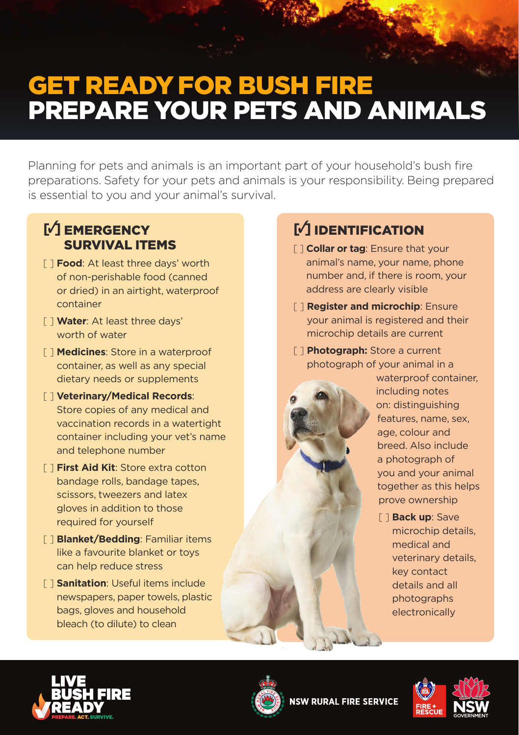# GET READY FOR BUSH FIRE
# PREPARE YOUR PETS AND ANIMALS

Planning for pets and animals is an important part of your household's bush fire preparations. Safety for your pets and animals is your responsibility. Being prepared is essential to you and your animal's survival.

## [✓] EMERGENCY SURVIVAL ITEMS

- [ ] **Food**: At least three days' worth of non-perishable food (canned or dried) in an airtight, waterproof container
- [ ] **Water**: At least three days' worth of water
- [ ] **Medicines**: Store in a waterproof container, as well as any special dietary needs or supplements
- [ ] **Veterinary/Medical Records**: Store copies of any medical and vaccination records in a watertight container including your vet's name and telephone number
- [ ] **First Aid Kit**: Store extra cotton bandage rolls, bandage tapes, scissors, tweezers and latex gloves in addition to those required for yourself
- [ ] **Blanket/Bedding**: Familiar items like a favourite blanket or toys can help reduce stress
- [ ] **Sanitation**: Useful items include newspapers, paper towels, plastic bags, gloves and household bleach (to dilute) to clean

## [✓] IDENTIFICATION

- [ ] **Collar or tag**: Ensure that your animal's name, your name, phone number and, if there is room, your address are clearly visible
- [ ] **Register and microchip**: Ensure your animal is registered and their microchip details are current
- [ ] **Photograph:** Store a current photograph of your animal in a waterproof container, including notes on: distinguishing features, name, sex, age, colour and breed. Also include a photograph of you and your animal together as this helps prove ownership
- [ ] **Back up**: Save microchip details, medical and veterinary details, key contact details and all photographs electronically

LIVE BUSH FIRE READY — PREPARE. ACT. SURVIVE.

NSW RURAL FIRE SERVICE

FIRE + RESCUE

NSW GOVERNMENT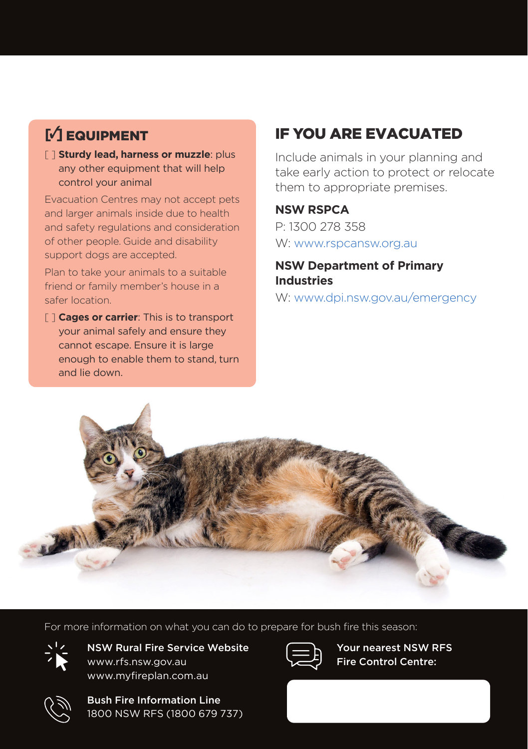## EQUIPMENT

- [ ] **Sturdy lead, harness or muzzle**: plus any other equipment that will help control your animal

Evacuation Centres may not accept pets and larger animals inside due to health and safety regulations and consideration of other people. Guide and disability support dogs are accepted.

Plan to take your animals to a suitable friend or family member's house in a safer location.

- [ ] **Cages or carrier**: This is to transport your animal safely and ensure they cannot escape. Ensure it is large enough to enable them to stand, turn and lie down.

## IF YOU ARE EVACUATED

Include animals in your planning and take early action to protect or relocate them to appropriate premises.

**NSW RSPCA**

P: 1300 278 358

W: www.rspcansw.org.au

**NSW Department of Primary Industries**

W: www.dpi.nsw.gov.au/emergency

For more information on what you can do to prepare for bush fire this season:

**NSW Rural Fire Service Website**

www.rfs.nsw.gov.au

www.myfireplan.com.au

**Bush Fire Information Line**

1800 NSW RFS (1800 679 737)

**Your nearest NSW RFS Fire Control Centre:**